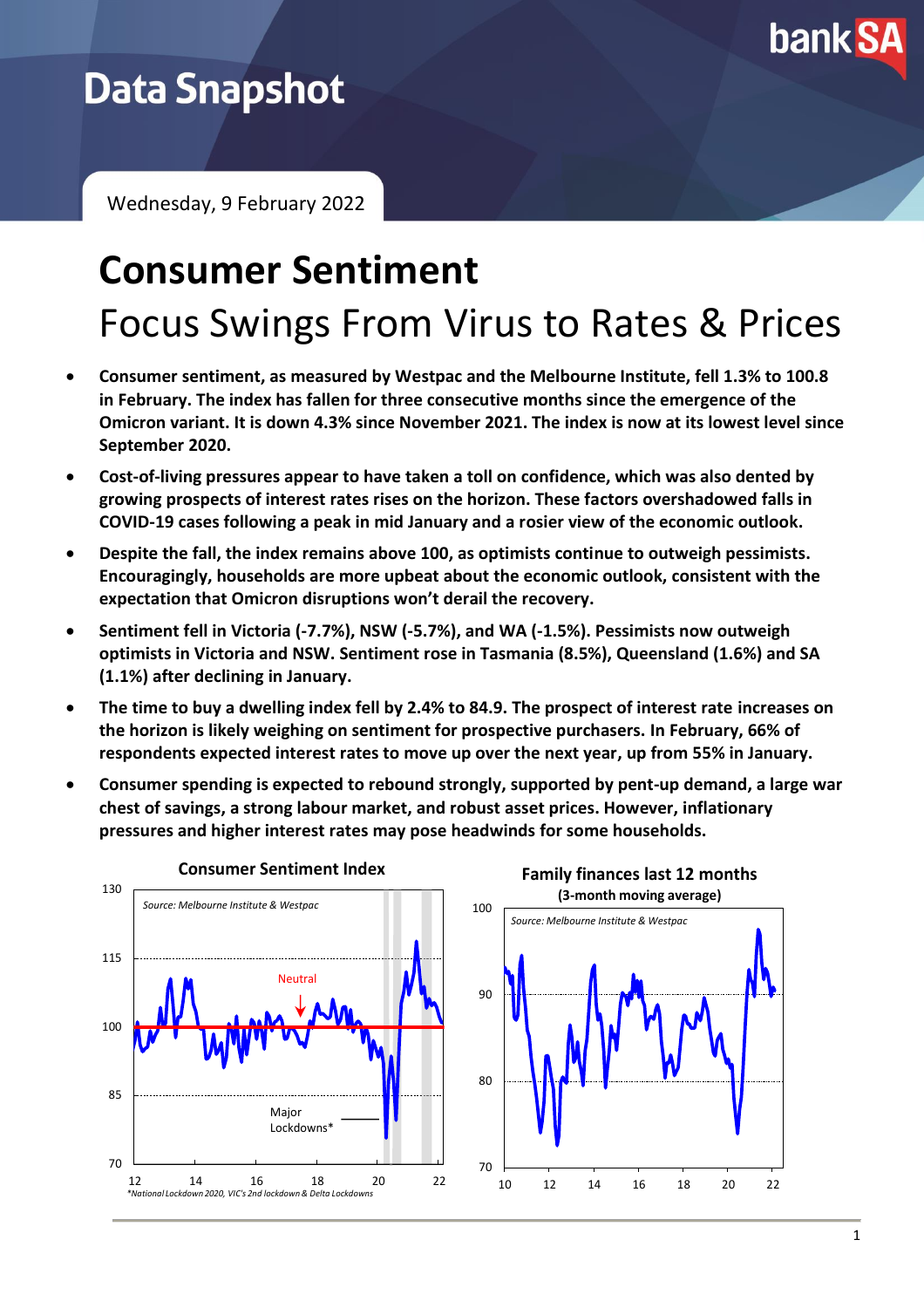# Data Snapshot

Wednesday, 9 February 2022

# Consumer Sentiment

## Focus Swings From Virus to Rates & Prices

- **Consumer sentiment, as measured by Westpac and the Melbourne Institute, fell 1.3% to 100.8 in February. The index has fallen for three consecutive months since the emergence of the Omicron variant. It is down 4.3% since November 2021. The index is now at its lowest level since September 2020.**
- **Cost-of-living pressures appear to have taken a toll on confidence, which was also dented by growing prospects of interest rates rises on the horizon. These factors overshadowed falls in COVID-19 cases following a peak in mid January and a rosier view of the economic outlook.**
- **Despite the fall, the index remains above 100, as optimists continue to outweigh pessimists. Encouragingly, households are more upbeat about the economic outlook, consistent with the expectation that Omicron disruptions won't derail the recovery.**
- **Sentiment fell in Victoria (-7.7%), NSW (-5.7%), and WA (-1.5%). Pessimists now outweigh optimists in Victoria and NSW. Sentiment rose in Tasmania (8.5%), Queensland (1.6%) and SA (1.1%) after declining in January.**
- **The time to buy a dwelling index fell by 2.4% to 84.9. The prospect of interest rate increases on the horizon is likely weighing on sentiment for prospective purchasers. In February, 66% of respondents expected interest rates to move up over the next year, up from 55% in January.**
- **Consumer spending is expected to rebound strongly, supported by pent-up demand, a large war chest of savings, a strong labour market, and robust asset prices. However, inflationary pressures and higher interest rates may pose headwinds for some households.**

**Consumer Sentiment Index**

Source: Melbourne Institute & Westpac

*National Lockdown 2020, VIC's 2nd lockdown & Delta Lockdowns

**Family finances last 12 months**
**(3-month moving average)**

Source: Melbourne Institute & Westpac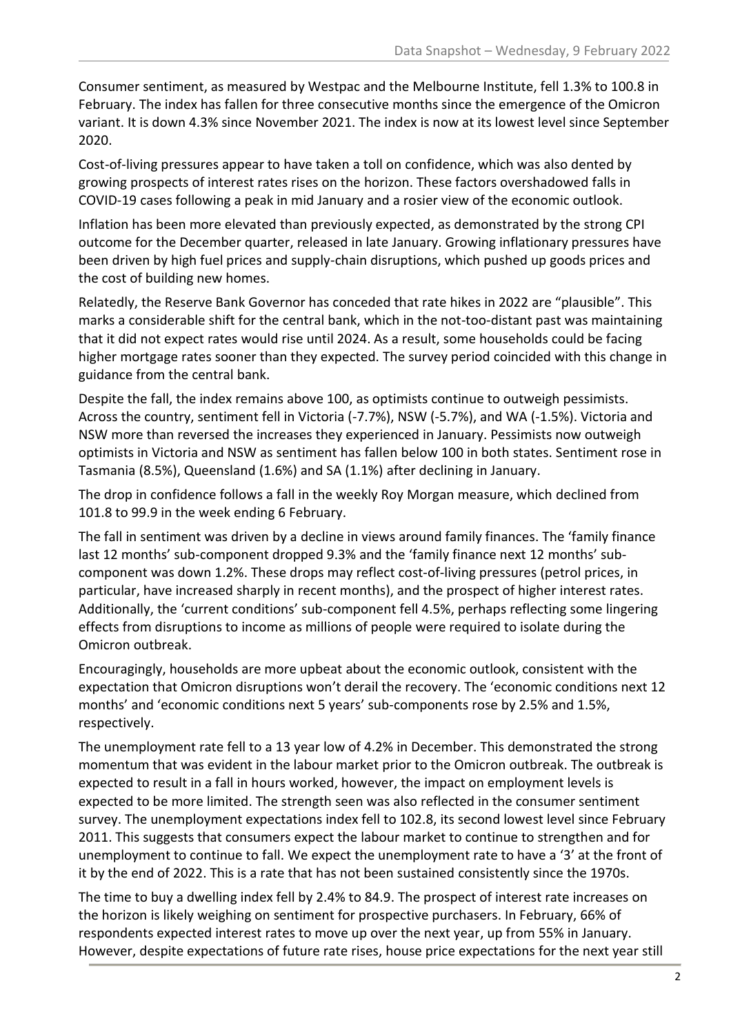Consumer sentiment, as measured by Westpac and the Melbourne Institute, fell 1.3% to 100.8 in February. The index has fallen for three consecutive months since the emergence of the Omicron variant. It is down 4.3% since November 2021. The index is now at its lowest level since September 2020.

Cost-of-living pressures appear to have taken a toll on confidence, which was also dented by growing prospects of interest rates rises on the horizon. These factors overshadowed falls in COVID-19 cases following a peak in mid January and a rosier view of the economic outlook.

Inflation has been more elevated than previously expected, as demonstrated by the strong CPI outcome for the December quarter, released in late January. Growing inflationary pressures have been driven by high fuel prices and supply-chain disruptions, which pushed up goods prices and the cost of building new homes.

Relatedly, the Reserve Bank Governor has conceded that rate hikes in 2022 are "plausible". This marks a considerable shift for the central bank, which in the not-too-distant past was maintaining that it did not expect rates would rise until 2024. As a result, some households could be facing higher mortgage rates sooner than they expected. The survey period coincided with this change in guidance from the central bank.

Despite the fall, the index remains above 100, as optimists continue to outweigh pessimists. Across the country, sentiment fell in Victoria (-7.7%), NSW (-5.7%), and WA (-1.5%). Victoria and NSW more than reversed the increases they experienced in January. Pessimists now outweigh optimists in Victoria and NSW as sentiment has fallen below 100 in both states. Sentiment rose in Tasmania (8.5%), Queensland (1.6%) and SA (1.1%) after declining in January.

The drop in confidence follows a fall in the weekly Roy Morgan measure, which declined from 101.8 to 99.9 in the week ending 6 February.

The fall in sentiment was driven by a decline in views around family finances. The 'family finance last 12 months' sub-component dropped 9.3% and the 'family finance next 12 months' sub-component was down 1.2%. These drops may reflect cost-of-living pressures (petrol prices, in particular, have increased sharply in recent months), and the prospect of higher interest rates. Additionally, the 'current conditions' sub-component fell 4.5%, perhaps reflecting some lingering effects from disruptions to income as millions of people were required to isolate during the Omicron outbreak.

Encouragingly, households are more upbeat about the economic outlook, consistent with the expectation that Omicron disruptions won't derail the recovery. The 'economic conditions next 12 months' and 'economic conditions next 5 years' sub-components rose by 2.5% and 1.5%, respectively.

The unemployment rate fell to a 13 year low of 4.2% in December. This demonstrated the strong momentum that was evident in the labour market prior to the Omicron outbreak. The outbreak is expected to result in a fall in hours worked, however, the impact on employment levels is expected to be more limited. The strength seen was also reflected in the consumer sentiment survey. The unemployment expectations index fell to 102.8, its second lowest level since February 2011. This suggests that consumers expect the labour market to continue to strengthen and for unemployment to continue to fall. We expect the unemployment rate to have a '3' at the front of it by the end of 2022. This is a rate that has not been sustained consistently since the 1970s.

The time to buy a dwelling index fell by 2.4% to 84.9. The prospect of interest rate increases on the horizon is likely weighing on sentiment for prospective purchasers. In February, 66% of respondents expected interest rates to move up over the next year, up from 55% in January. However, despite expectations of future rate rises, house price expectations for the next year still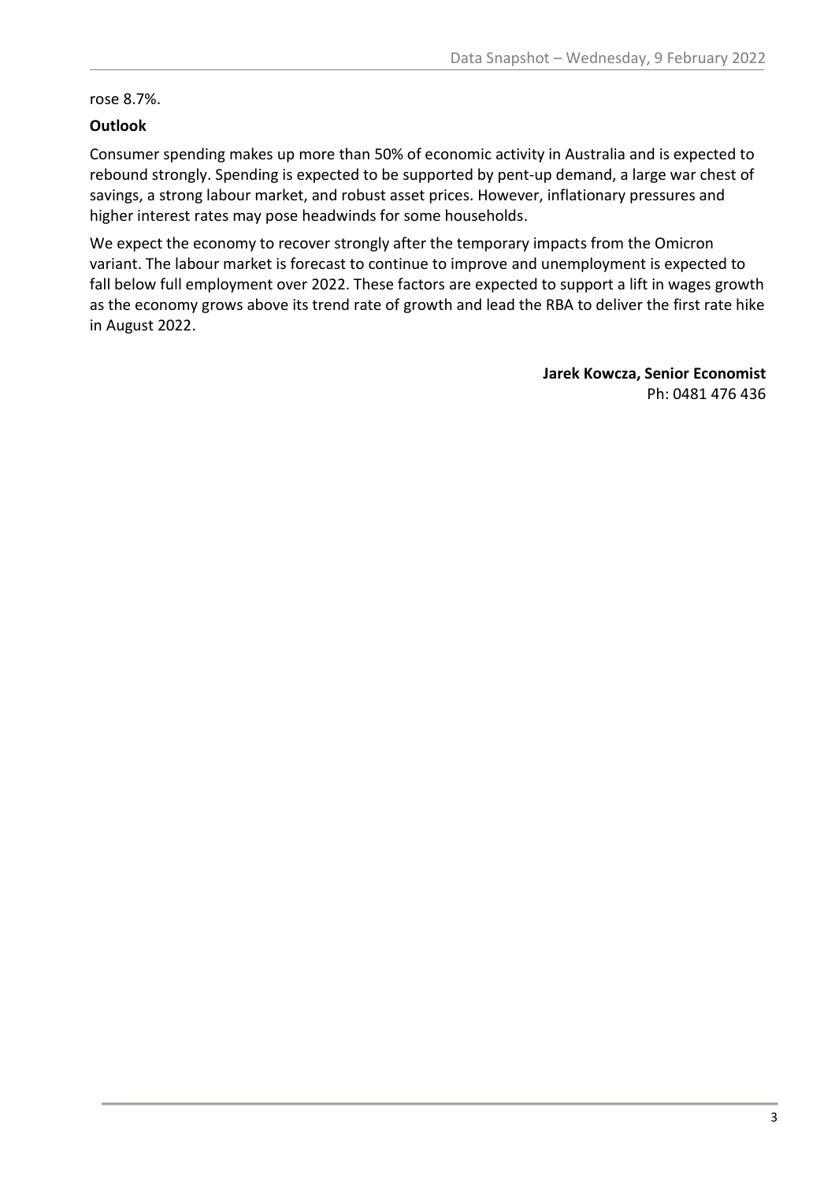rose 8.7%.

**Outlook**

Consumer spending makes up more than 50% of economic activity in Australia and is expected to rebound strongly. Spending is expected to be supported by pent-up demand, a large war chest of savings, a strong labour market, and robust asset prices. However, inflationary pressures and higher interest rates may pose headwinds for some households.

We expect the economy to recover strongly after the temporary impacts from the Omicron variant. The labour market is forecast to continue to improve and unemployment is expected to fall below full employment over 2022. These factors are expected to support a lift in wages growth as the economy grows above its trend rate of growth and lead the RBA to deliver the first rate hike in August 2022.

**Jarek Kowcza, Senior Economist**
Ph: 0481 476 436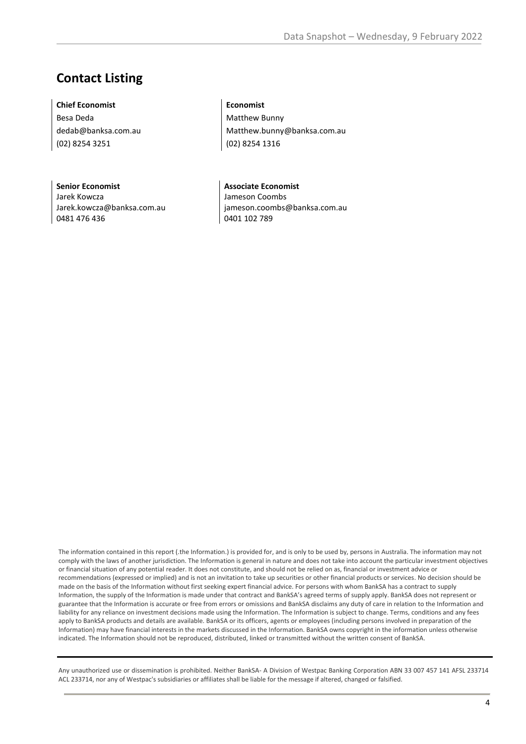## Contact Listing

**Chief Economist**
Besa Deda
dedab@banksa.com.au
(02) 8254 3251

**Economist**
Matthew Bunny
Matthew.bunny@banksa.com.au
(02) 8254 1316

**Senior Economist**
Jarek Kowcza
Jarek.kowcza@banksa.com.au
0481 476 436

**Associate Economist**
Jameson Coombs
jameson.coombs@banksa.com.au
0401 102 789

The information contained in this report (.the Information.) is provided for, and is only to be used by, persons in Australia. The information may not comply with the laws of another jurisdiction. The Information is general in nature and does not take into account the particular investment objectives or financial situation of any potential reader. It does not constitute, and should not be relied on as, financial or investment advice or recommendations (expressed or implied) and is not an invitation to take up securities or other financial products or services. No decision should be made on the basis of the Information without first seeking expert financial advice. For persons with whom BankSA has a contract to supply Information, the supply of the Information is made under that contract and BankSA's agreed terms of supply apply. BankSA does not represent or guarantee that the Information is accurate or free from errors or omissions and BankSA disclaims any duty of care in relation to the Information and liability for any reliance on investment decisions made using the Information. The Information is subject to change. Terms, conditions and any fees apply to BankSA products and details are available. BankSA or its officers, agents or employees (including persons involved in preparation of the Information) may have financial interests in the markets discussed in the Information. BankSA owns copyright in the information unless otherwise indicated. The Information should not be reproduced, distributed, linked or transmitted without the written consent of BankSA.

Any unauthorized use or dissemination is prohibited. Neither BankSA- A Division of Westpac Banking Corporation ABN 33 007 457 141 AFSL 233714 ACL 233714, nor any of Westpac's subsidiaries or affiliates shall be liable for the message if altered, changed or falsified.